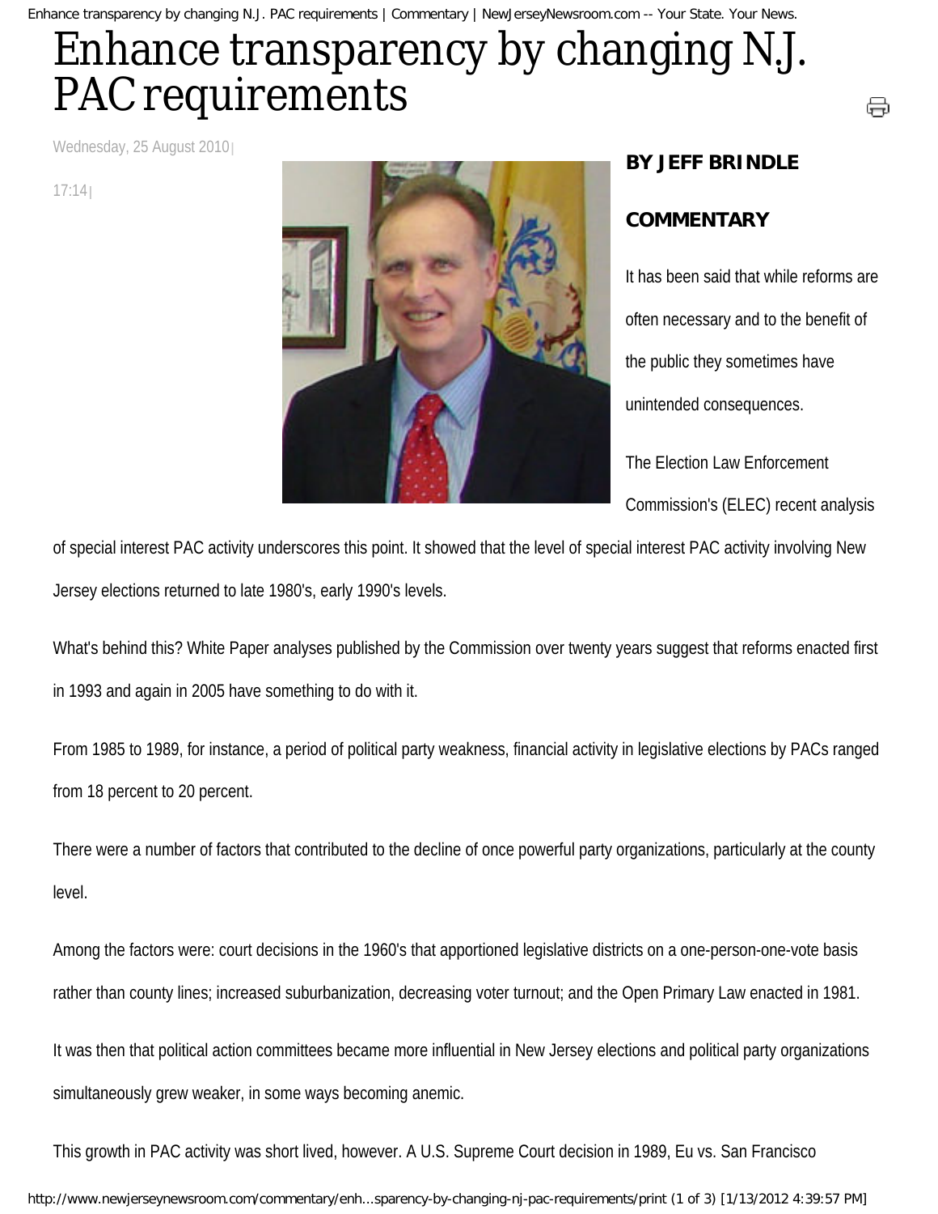# Enhance transparency by changing N.J. PAC requirements

Wednesday, 25 August 2010 | 17:14 |

**BY JEFF BRINDLE**

**COMMENTARY**

It has been said that while reforms are often necessary and to the benefit of the public they sometimes have unintended consequences.

The Election Law Enforcement Commission's (ELEC) recent analysis of special interest PAC activity underscores this point. It showed that the level of special interest PAC activity involving New Jersey elections returned to late 1980's, early 1990's levels.

What's behind this? White Paper analyses published by the Commission over twenty years suggest that reforms enacted first in 1993 and again in 2005 have something to do with it.

From 1985 to 1989, for instance, a period of political party weakness, financial activity in legislative elections by PACs ranged from 18 percent to 20 percent.

There were a number of factors that contributed to the decline of once powerful party organizations, particularly at the county level.

Among the factors were: court decisions in the 1960's that apportioned legislative districts on a one-person-one-vote basis rather than county lines; increased suburbanization, decreasing voter turnout; and the Open Primary Law enacted in 1981.

It was then that political action committees became more influential in New Jersey elections and political party organizations simultaneously grew weaker, in some ways becoming anemic.

This growth in PAC activity was short lived, however. A U.S. Supreme Court decision in 1989, Eu vs. San Francisco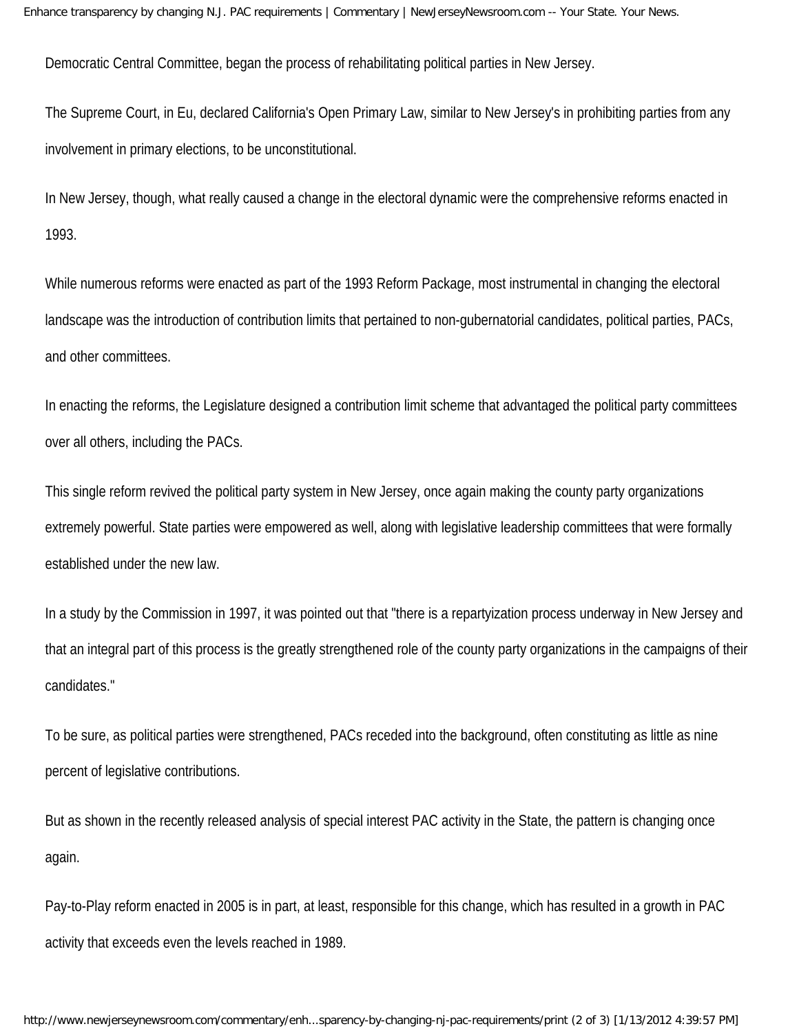Democratic Central Committee, began the process of rehabilitating political parties in New Jersey.

The Supreme Court, in Eu, declared California's Open Primary Law, similar to New Jersey's in prohibiting parties from any involvement in primary elections, to be unconstitutional.

In New Jersey, though, what really caused a change in the electoral dynamic were the comprehensive reforms enacted in 1993.

While numerous reforms were enacted as part of the 1993 Reform Package, most instrumental in changing the electoral landscape was the introduction of contribution limits that pertained to non-gubernatorial candidates, political parties, PACs, and other committees.

In enacting the reforms, the Legislature designed a contribution limit scheme that advantaged the political party committees over all others, including the PACs.

This single reform revived the political party system in New Jersey, once again making the county party organizations extremely powerful. State parties were empowered as well, along with legislative leadership committees that were formally established under the new law.

In a study by the Commission in 1997, it was pointed out that "there is a repartyization process underway in New Jersey and that an integral part of this process is the greatly strengthened role of the county party organizations in the campaigns of their candidates."

To be sure, as political parties were strengthened, PACs receded into the background, often constituting as little as nine percent of legislative contributions.

But as shown in the recently released analysis of special interest PAC activity in the State, the pattern is changing once again.

Pay-to-Play reform enacted in 2005 is in part, at least, responsible for this change, which has resulted in a growth in PAC activity that exceeds even the levels reached in 1989.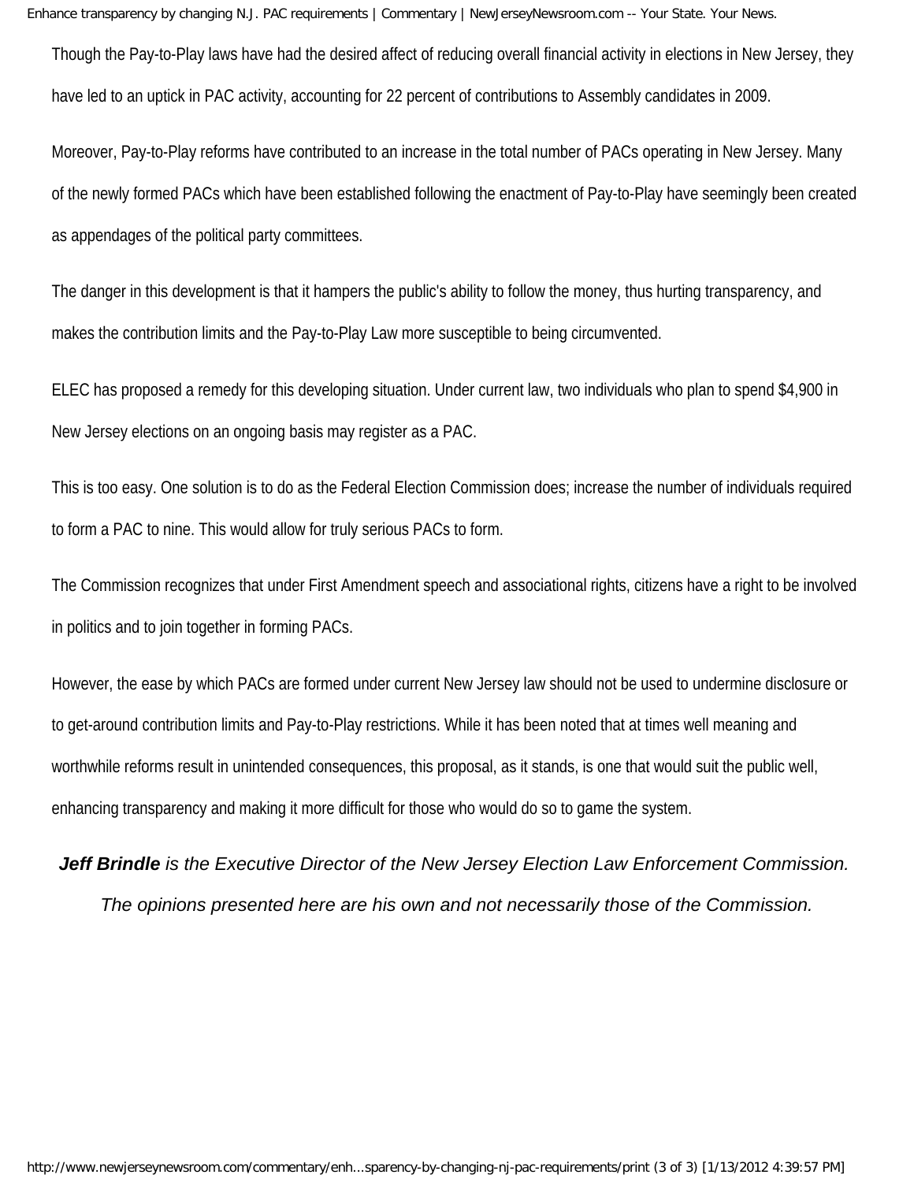Though the Pay-to-Play laws have had the desired affect of reducing overall financial activity in elections in New Jersey, they have led to an uptick in PAC activity, accounting for 22 percent of contributions to Assembly candidates in 2009.

Moreover, Pay-to-Play reforms have contributed to an increase in the total number of PACs operating in New Jersey. Many of the newly formed PACs which have been established following the enactment of Pay-to-Play have seemingly been created as appendages of the political party committees.

The danger in this development is that it hampers the public's ability to follow the money, thus hurting transparency, and makes the contribution limits and the Pay-to-Play Law more susceptible to being circumvented.

ELEC has proposed a remedy for this developing situation. Under current law, two individuals who plan to spend $4,900 in New Jersey elections on an ongoing basis may register as a PAC.

This is too easy. One solution is to do as the Federal Election Commission does; increase the number of individuals required to form a PAC to nine. This would allow for truly serious PACs to form.

The Commission recognizes that under First Amendment speech and associational rights, citizens have a right to be involved in politics and to join together in forming PACs.

However, the ease by which PACs are formed under current New Jersey law should not be used to undermine disclosure or to get-around contribution limits and Pay-to-Play restrictions. While it has been noted that at times well meaning and worthwhile reforms result in unintended consequences, this proposal, as it stands, is one that would suit the public well, enhancing transparency and making it more difficult for those who would do so to game the system.

***Jeff Brindle** is the Executive Director of the New Jersey Election Law Enforcement Commission. The opinions presented here are his own and not necessarily those of the Commission.*